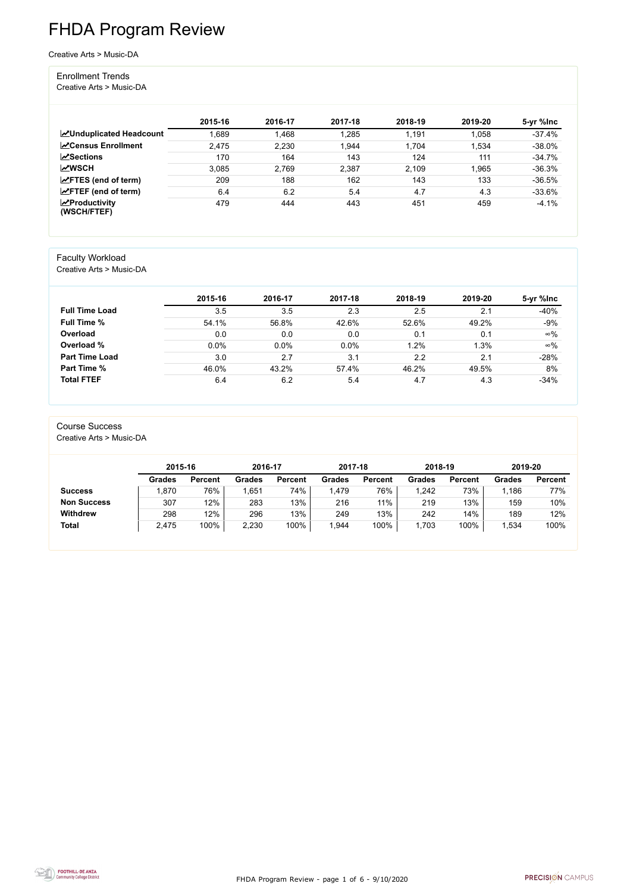# FHDA Program Review

Creative Arts > Music-DA

## Enrollment Trends

Creative Arts > Music-DA

| | 2015-16 | 2016-17 | 2017-18 | 2018-19 | 2019-20 | 5-yr %Inc |
|---|---|---|---|---|---|---|
| **Unduplicated Headcount** | 1,689 | 1,468 | 1,285 | 1,191 | 1,058 | -37.4% |
| **Census Enrollment** | 2,475 | 2,230 | 1,944 | 1,704 | 1,534 | -38.0% |
| **Sections** | 170 | 164 | 143 | 124 | 111 | -34.7% |
| **WSCH** | 3,085 | 2,769 | 2,387 | 2,109 | 1,965 | -36.3% |
| **FTES (end of term)** | 209 | 188 | 162 | 143 | 133 | -36.5% |
| **FTEF (end of term)** | 6.4 | 6.2 | 5.4 | 4.7 | 4.3 | -33.6% |
| **Productivity (WSCH/FTEF)** | 479 | 444 | 443 | 451 | 459 | -4.1% |

## Faculty Workload

Creative Arts > Music-DA

| | 2015-16 | 2016-17 | 2017-18 | 2018-19 | 2019-20 | 5-yr %Inc |
|---|---|---|---|---|---|---|
| **Full Time Load** | 3.5 | 3.5 | 2.3 | 2.5 | 2.1 | -40% |
| **Full Time %** | 54.1% | 56.8% | 42.6% | 52.6% | 49.2% | -9% |
| **Overload** | 0.0 | 0.0 | 0.0 | 0.1 | 0.1 | ∞% |
| **Overload %** | 0.0% | 0.0% | 0.0% | 1.2% | 1.3% | ∞% |
| **Part Time Load** | 3.0 | 2.7 | 3.1 | 2.2 | 2.1 | -28% |
| **Part Time %** | 46.0% | 43.2% | 57.4% | 46.2% | 49.5% | 8% |
| **Total FTEF** | 6.4 | 6.2 | 5.4 | 4.7 | 4.3 | -34% |

## Course Success

Creative Arts > Music-DA

| | 2015-16 | | 2016-17 | | 2017-18 | | 2018-19 | | 2019-20 | |
|---|---|---|---|---|---|---|---|---|---|---|
| | **Grades** | **Percent** | **Grades** | **Percent** | **Grades** | **Percent** | **Grades** | **Percent** | **Grades** | **Percent** |
| **Success** | 1,870 | 76% | 1,651 | 74% | 1,479 | 76% | 1,242 | 73% | 1,186 | 77% |
| **Non Success** | 307 | 12% | 283 | 13% | 216 | 11% | 219 | 13% | 159 | 10% |
| **Withdrew** | 298 | 12% | 296 | 13% | 249 | 13% | 242 | 14% | 189 | 12% |
| **Total** | 2,475 | 100% | 2,230 | 100% | 1,944 | 100% | 1,703 | 100% | 1,534 | 100% |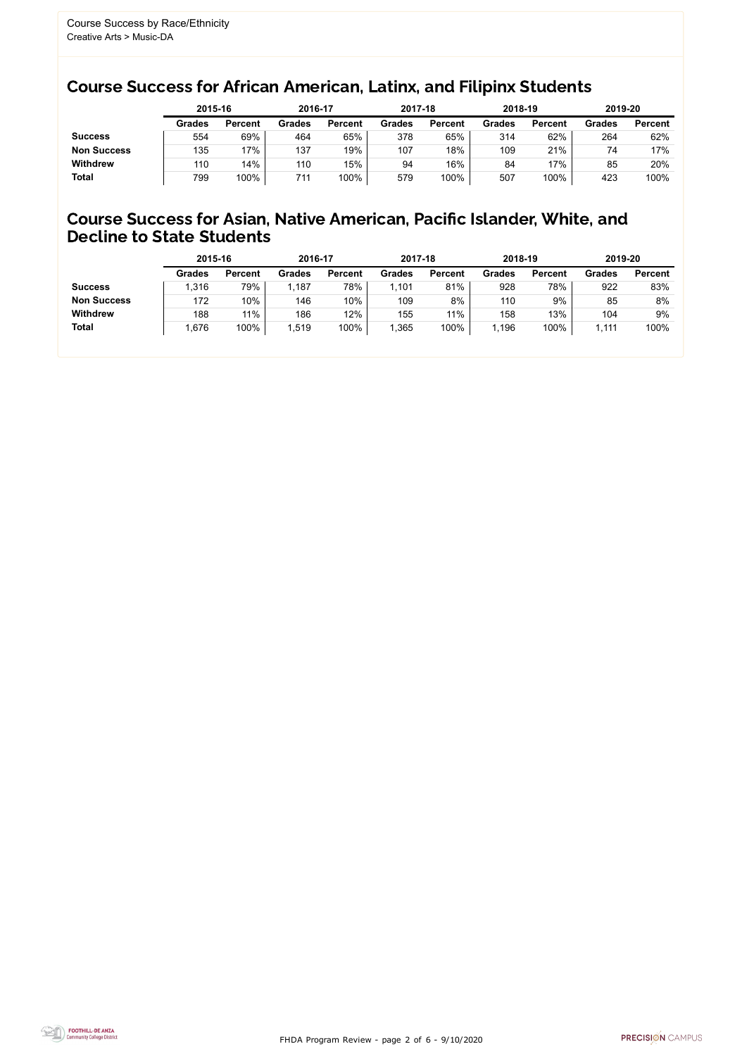Course Success by Race/Ethnicity
Creative Arts > Music-DA

## Course Success for African American, Latinx, and Filipinx Students

| | 2015-16 | | 2016-17 | | 2017-18 | | 2018-19 | | 2019-20 | |
|---|---|---|---|---|---|---|---|---|---|---|
| | Grades | Percent | Grades | Percent | Grades | Percent | Grades | Percent | Grades | Percent |
| **Success** | 554 | 69% | 464 | 65% | 378 | 65% | 314 | 62% | 264 | 62% |
| **Non Success** | 135 | 17% | 137 | 19% | 107 | 18% | 109 | 21% | 74 | 17% |
| **Withdrew** | 110 | 14% | 110 | 15% | 94 | 16% | 84 | 17% | 85 | 20% |
| **Total** | 799 | 100% | 711 | 100% | 579 | 100% | 507 | 100% | 423 | 100% |

## Course Success for Asian, Native American, Pacific Islander, White, and Decline to State Students

| | 2015-16 | | 2016-17 | | 2017-18 | | 2018-19 | | 2019-20 | |
|---|---|---|---|---|---|---|---|---|---|---|
| | Grades | Percent | Grades | Percent | Grades | Percent | Grades | Percent | Grades | Percent |
| **Success** | 1,316 | 79% | 1,187 | 78% | 1,101 | 81% | 928 | 78% | 922 | 83% |
| **Non Success** | 172 | 10% | 146 | 10% | 109 | 8% | 110 | 9% | 85 | 8% |
| **Withdrew** | 188 | 11% | 186 | 12% | 155 | 11% | 158 | 13% | 104 | 9% |
| **Total** | 1,676 | 100% | 1,519 | 100% | 1,365 | 100% | 1,196 | 100% | 1,111 | 100% |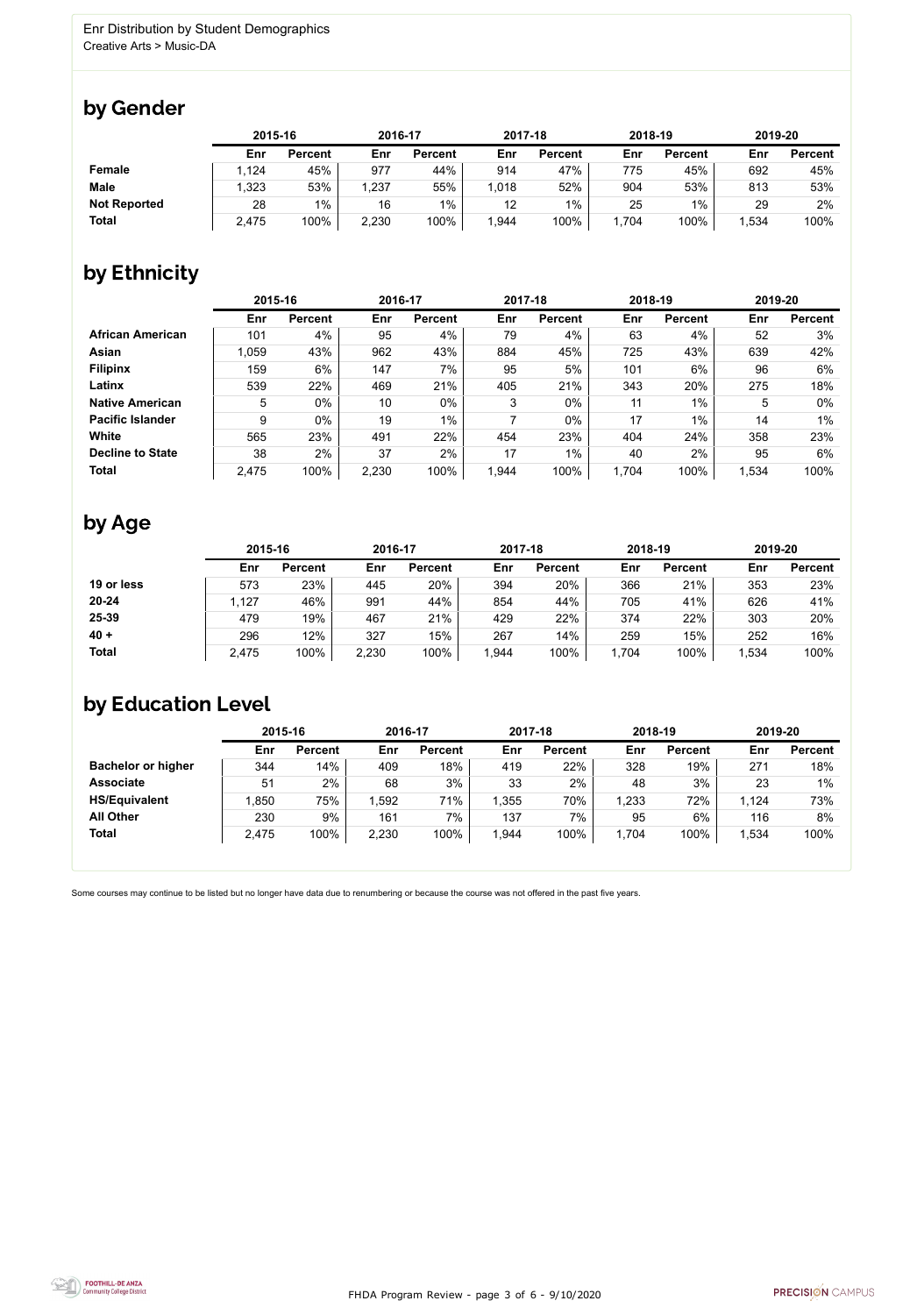Enr Distribution by Student Demographics
Creative Arts > Music-DA

## by Gender

| | 2015-16 | | 2016-17 | | 2017-18 | | 2018-19 | | 2019-20 | |
|---|---|---|---|---|---|---|---|---|---|---|
| | Enr | Percent | Enr | Percent | Enr | Percent | Enr | Percent | Enr | Percent |
| **Female** | 1,124 | 45% | 977 | 44% | 914 | 47% | 775 | 45% | 692 | 45% |
| **Male** | 1,323 | 53% | 1,237 | 55% | 1,018 | 52% | 904 | 53% | 813 | 53% |
| **Not Reported** | 28 | 1% | 16 | 1% | 12 | 1% | 25 | 1% | 29 | 2% |
| **Total** | 2,475 | 100% | 2,230 | 100% | 1,944 | 100% | 1,704 | 100% | 1,534 | 100% |

## by Ethnicity

| | 2015-16 | | 2016-17 | | 2017-18 | | 2018-19 | | 2019-20 | |
|---|---|---|---|---|---|---|---|---|---|---|
| | Enr | Percent | Enr | Percent | Enr | Percent | Enr | Percent | Enr | Percent |
| **African American** | 101 | 4% | 95 | 4% | 79 | 4% | 63 | 4% | 52 | 3% |
| **Asian** | 1,059 | 43% | 962 | 43% | 884 | 45% | 725 | 43% | 639 | 42% |
| **Filipinx** | 159 | 6% | 147 | 7% | 95 | 5% | 101 | 6% | 96 | 6% |
| **Latinx** | 539 | 22% | 469 | 21% | 405 | 21% | 343 | 20% | 275 | 18% |
| **Native American** | 5 | 0% | 10 | 0% | 3 | 0% | 11 | 1% | 5 | 0% |
| **Pacific Islander** | 9 | 0% | 19 | 1% | 7 | 0% | 17 | 1% | 14 | 1% |
| **White** | 565 | 23% | 491 | 22% | 454 | 23% | 404 | 24% | 358 | 23% |
| **Decline to State** | 38 | 2% | 37 | 2% | 17 | 1% | 40 | 2% | 95 | 6% |
| **Total** | 2,475 | 100% | 2,230 | 100% | 1,944 | 100% | 1,704 | 100% | 1,534 | 100% |

## by Age

| | 2015-16 | | 2016-17 | | 2017-18 | | 2018-19 | | 2019-20 | |
|---|---|---|---|---|---|---|---|---|---|---|
| | Enr | Percent | Enr | Percent | Enr | Percent | Enr | Percent | Enr | Percent |
| **19 or less** | 573 | 23% | 445 | 20% | 394 | 20% | 366 | 21% | 353 | 23% |
| **20-24** | 1,127 | 46% | 991 | 44% | 854 | 44% | 705 | 41% | 626 | 41% |
| **25-39** | 479 | 19% | 467 | 21% | 429 | 22% | 374 | 22% | 303 | 20% |
| **40 +** | 296 | 12% | 327 | 15% | 267 | 14% | 259 | 15% | 252 | 16% |
| **Total** | 2,475 | 100% | 2,230 | 100% | 1,944 | 100% | 1,704 | 100% | 1,534 | 100% |

## by Education Level

| | 2015-16 | | 2016-17 | | 2017-18 | | 2018-19 | | 2019-20 | |
|---|---|---|---|---|---|---|---|---|---|---|
| | Enr | Percent | Enr | Percent | Enr | Percent | Enr | Percent | Enr | Percent |
| **Bachelor or higher** | 344 | 14% | 409 | 18% | 419 | 22% | 328 | 19% | 271 | 18% |
| **Associate** | 51 | 2% | 68 | 3% | 33 | 2% | 48 | 3% | 23 | 1% |
| **HS/Equivalent** | 1,850 | 75% | 1,592 | 71% | 1,355 | 70% | 1,233 | 72% | 1,124 | 73% |
| **All Other** | 230 | 9% | 161 | 7% | 137 | 7% | 95 | 6% | 116 | 8% |
| **Total** | 2,475 | 100% | 2,230 | 100% | 1,944 | 100% | 1,704 | 100% | 1,534 | 100% |

Some courses may continue to be listed but no longer have data due to renumbering or because the course was not offered in the past five years.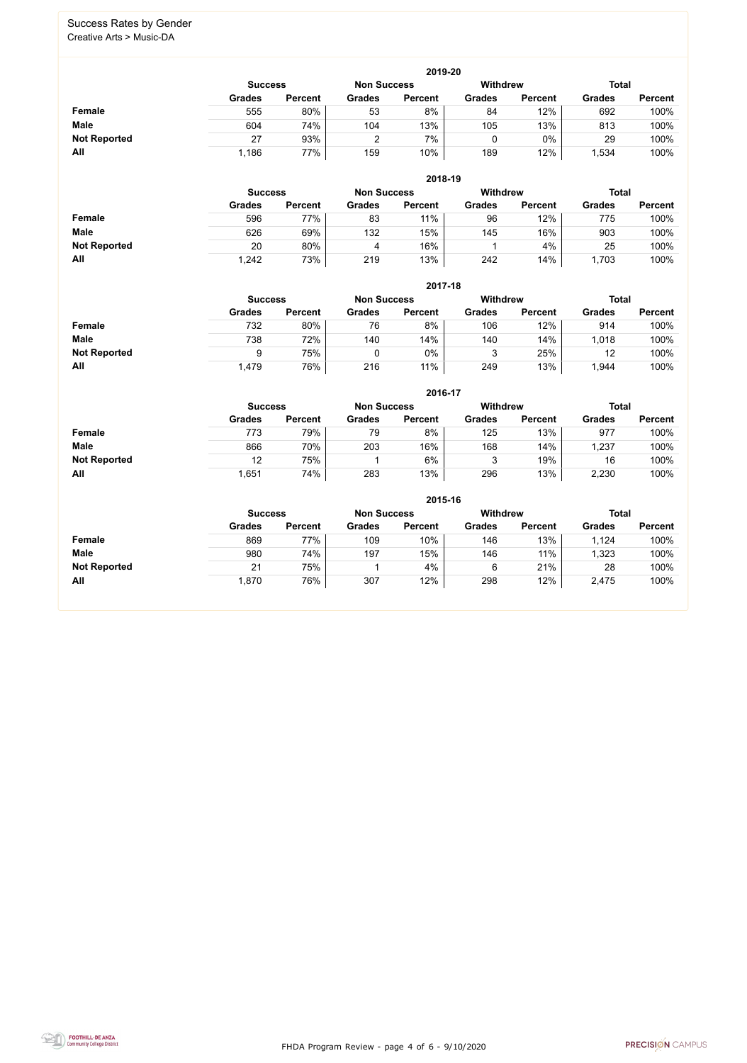## Success Rates by Gender

Creative Arts > Music-DA

| 2019-20 | Success | | Non Success | | Withdrew | | Total | |
|---|---|---|---|---|---|---|---|---|
| | Grades | Percent | Grades | Percent | Grades | Percent | Grades | Percent |
| **Female** | 555 | 80% | 53 | 8% | 84 | 12% | 692 | 100% |
| **Male** | 604 | 74% | 104 | 13% | 105 | 13% | 813 | 100% |
| **Not Reported** | 27 | 93% | 2 | 7% | 0 | 0% | 29 | 100% |
| **All** | 1,186 | 77% | 159 | 10% | 189 | 12% | 1,534 | 100% |

| 2018-19 | Success | | Non Success | | Withdrew | | Total | |
|---|---|---|---|---|---|---|---|---|
| | Grades | Percent | Grades | Percent | Grades | Percent | Grades | Percent |
| **Female** | 596 | 77% | 83 | 11% | 96 | 12% | 775 | 100% |
| **Male** | 626 | 69% | 132 | 15% | 145 | 16% | 903 | 100% |
| **Not Reported** | 20 | 80% | 4 | 16% | 1 | 4% | 25 | 100% |
| **All** | 1,242 | 73% | 219 | 13% | 242 | 14% | 1,703 | 100% |

| 2017-18 | Success | | Non Success | | Withdrew | | Total | |
|---|---|---|---|---|---|---|---|---|
| | Grades | Percent | Grades | Percent | Grades | Percent | Grades | Percent |
| **Female** | 732 | 80% | 76 | 8% | 106 | 12% | 914 | 100% |
| **Male** | 738 | 72% | 140 | 14% | 140 | 14% | 1,018 | 100% |
| **Not Reported** | 9 | 75% | 0 | 0% | 3 | 25% | 12 | 100% |
| **All** | 1,479 | 76% | 216 | 11% | 249 | 13% | 1,944 | 100% |

| 2016-17 | Success | | Non Success | | Withdrew | | Total | |
|---|---|---|---|---|---|---|---|---|
| | Grades | Percent | Grades | Percent | Grades | Percent | Grades | Percent |
| **Female** | 773 | 79% | 79 | 8% | 125 | 13% | 977 | 100% |
| **Male** | 866 | 70% | 203 | 16% | 168 | 14% | 1,237 | 100% |
| **Not Reported** | 12 | 75% | 1 | 6% | 3 | 19% | 16 | 100% |
| **All** | 1,651 | 74% | 283 | 13% | 296 | 13% | 2,230 | 100% |

| 2015-16 | Success | | Non Success | | Withdrew | | Total | |
|---|---|---|---|---|---|---|---|---|
| | Grades | Percent | Grades | Percent | Grades | Percent | Grades | Percent |
| **Female** | 869 | 77% | 109 | 10% | 146 | 13% | 1,124 | 100% |
| **Male** | 980 | 74% | 197 | 15% | 146 | 11% | 1,323 | 100% |
| **Not Reported** | 21 | 75% | 1 | 4% | 6 | 21% | 28 | 100% |
| **All** | 1,870 | 76% | 307 | 12% | 298 | 12% | 2,475 | 100% |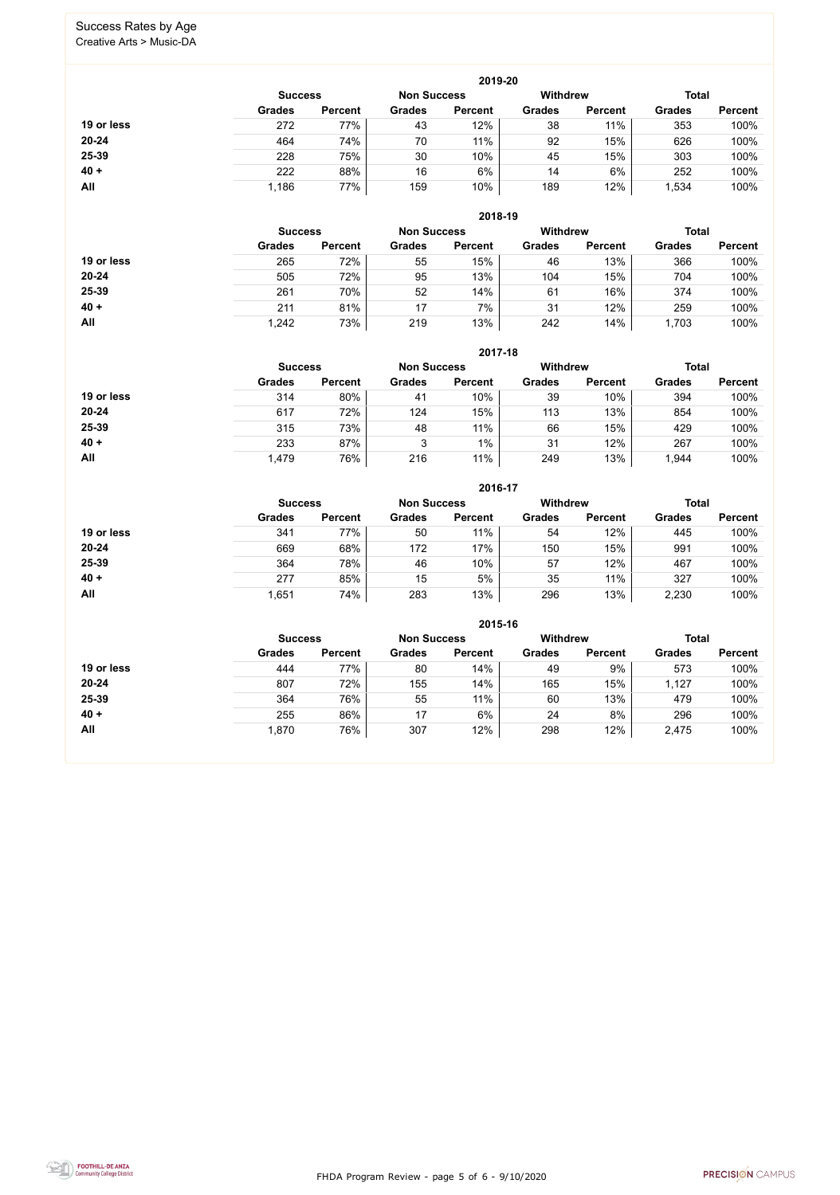# Success Rates by Age

Creative Arts > Music-DA

| 2019-20 | Success | | Non Success | | Withdrew | | Total | |
|---|---|---|---|---|---|---|---|---|
| | Grades | Percent | Grades | Percent | Grades | Percent | Grades | Percent |
| 19 or less | 272 | 77% | 43 | 12% | 38 | 11% | 353 | 100% |
| 20-24 | 464 | 74% | 70 | 11% | 92 | 15% | 626 | 100% |
| 25-39 | 228 | 75% | 30 | 10% | 45 | 15% | 303 | 100% |
| 40 + | 222 | 88% | 16 | 6% | 14 | 6% | 252 | 100% |
| All | 1,186 | 77% | 159 | 10% | 189 | 12% | 1,534 | 100% |

| 2018-19 | Success | | Non Success | | Withdrew | | Total | |
|---|---|---|---|---|---|---|---|---|
| | Grades | Percent | Grades | Percent | Grades | Percent | Grades | Percent |
| 19 or less | 265 | 72% | 55 | 15% | 46 | 13% | 366 | 100% |
| 20-24 | 505 | 72% | 95 | 13% | 104 | 15% | 704 | 100% |
| 25-39 | 261 | 70% | 52 | 14% | 61 | 16% | 374 | 100% |
| 40 + | 211 | 81% | 17 | 7% | 31 | 12% | 259 | 100% |
| All | 1,242 | 73% | 219 | 13% | 242 | 14% | 1,703 | 100% |

| 2017-18 | Success | | Non Success | | Withdrew | | Total | |
|---|---|---|---|---|---|---|---|---|
| | Grades | Percent | Grades | Percent | Grades | Percent | Grades | Percent |
| 19 or less | 314 | 80% | 41 | 10% | 39 | 10% | 394 | 100% |
| 20-24 | 617 | 72% | 124 | 15% | 113 | 13% | 854 | 100% |
| 25-39 | 315 | 73% | 48 | 11% | 66 | 15% | 429 | 100% |
| 40 + | 233 | 87% | 3 | 1% | 31 | 12% | 267 | 100% |
| All | 1,479 | 76% | 216 | 11% | 249 | 13% | 1,944 | 100% |

| 2016-17 | Success | | Non Success | | Withdrew | | Total | |
|---|---|---|---|---|---|---|---|---|
| | Grades | Percent | Grades | Percent | Grades | Percent | Grades | Percent |
| 19 or less | 341 | 77% | 50 | 11% | 54 | 12% | 445 | 100% |
| 20-24 | 669 | 68% | 172 | 17% | 150 | 15% | 991 | 100% |
| 25-39 | 364 | 78% | 46 | 10% | 57 | 12% | 467 | 100% |
| 40 + | 277 | 85% | 15 | 5% | 35 | 11% | 327 | 100% |
| All | 1,651 | 74% | 283 | 13% | 296 | 13% | 2,230 | 100% |

| 2015-16 | Success | | Non Success | | Withdrew | | Total | |
|---|---|---|---|---|---|---|---|---|
| | Grades | Percent | Grades | Percent | Grades | Percent | Grades | Percent |
| 19 or less | 444 | 77% | 80 | 14% | 49 | 9% | 573 | 100% |
| 20-24 | 807 | 72% | 155 | 14% | 165 | 15% | 1,127 | 100% |
| 25-39 | 364 | 76% | 55 | 11% | 60 | 13% | 479 | 100% |
| 40 + | 255 | 86% | 17 | 6% | 24 | 8% | 296 | 100% |
| All | 1,870 | 76% | 307 | 12% | 298 | 12% | 2,475 | 100% |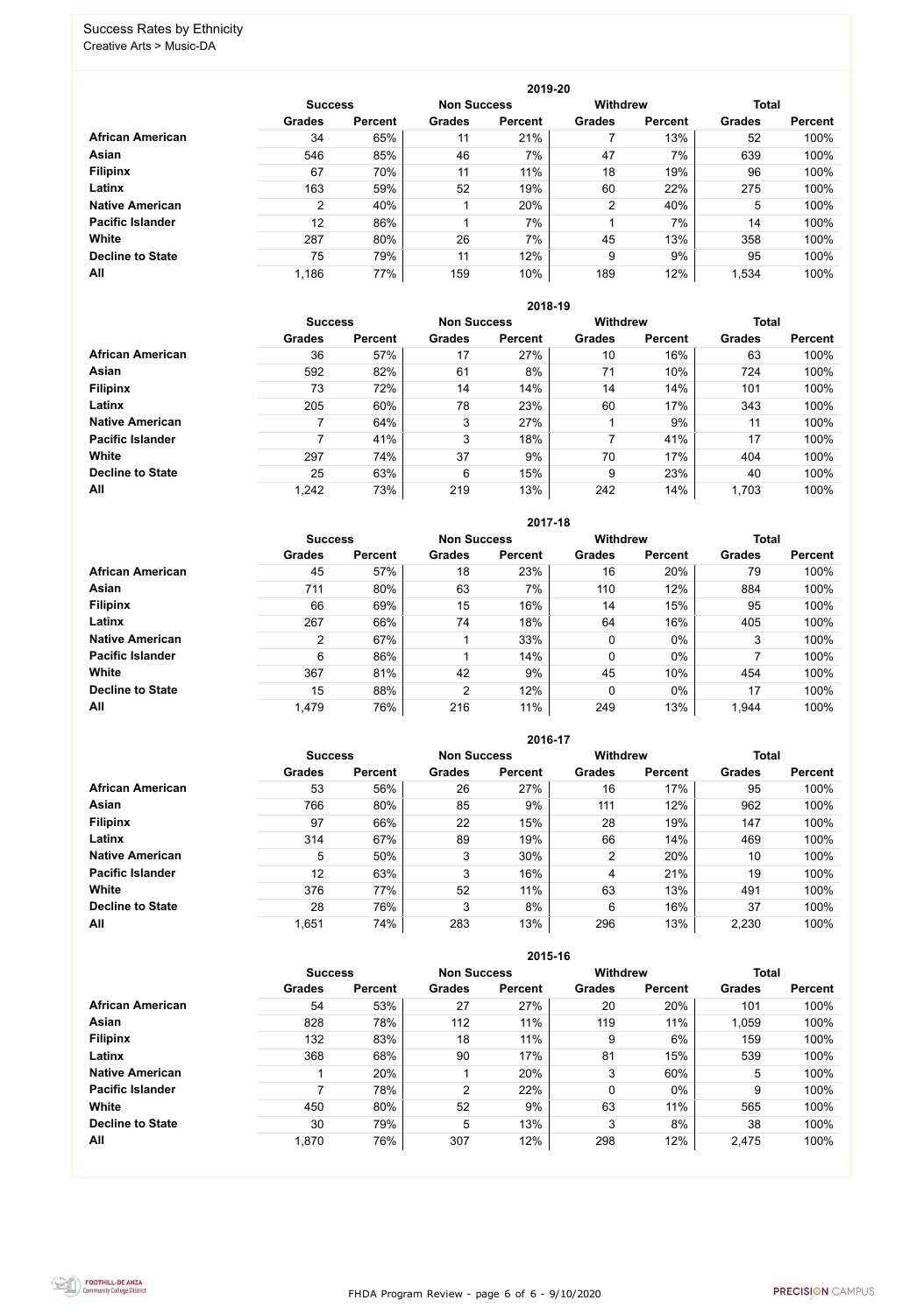## Success Rates by Ethnicity

Creative Arts > Music-DA

### 2019-20

| | Success | | Non Success | | Withdrew | | Total | |
|---|---|---|---|---|---|---|---|---|
| | Grades | Percent | Grades | Percent | Grades | Percent | Grades | Percent |
| **African American** | 34 | 65% | 11 | 21% | 7 | 13% | 52 | 100% |
| **Asian** | 546 | 85% | 46 | 7% | 47 | 7% | 639 | 100% |
| **Filipinx** | 67 | 70% | 11 | 11% | 18 | 19% | 96 | 100% |
| **Latinx** | 163 | 59% | 52 | 19% | 60 | 22% | 275 | 100% |
| **Native American** | 2 | 40% | 1 | 20% | 2 | 40% | 5 | 100% |
| **Pacific Islander** | 12 | 86% | 1 | 7% | 1 | 7% | 14 | 100% |
| **White** | 287 | 80% | 26 | 7% | 45 | 13% | 358 | 100% |
| **Decline to State** | 75 | 79% | 11 | 12% | 9 | 9% | 95 | 100% |
| **All** | 1,186 | 77% | 159 | 10% | 189 | 12% | 1,534 | 100% |

### 2018-19

| | Success | | Non Success | | Withdrew | | Total | |
|---|---|---|---|---|---|---|---|---|
| | Grades | Percent | Grades | Percent | Grades | Percent | Grades | Percent |
| **African American** | 36 | 57% | 17 | 27% | 10 | 16% | 63 | 100% |
| **Asian** | 592 | 82% | 61 | 8% | 71 | 10% | 724 | 100% |
| **Filipinx** | 73 | 72% | 14 | 14% | 14 | 14% | 101 | 100% |
| **Latinx** | 205 | 60% | 78 | 23% | 60 | 17% | 343 | 100% |
| **Native American** | 7 | 64% | 3 | 27% | 1 | 9% | 11 | 100% |
| **Pacific Islander** | 7 | 41% | 3 | 18% | 7 | 41% | 17 | 100% |
| **White** | 297 | 74% | 37 | 9% | 70 | 17% | 404 | 100% |
| **Decline to State** | 25 | 63% | 6 | 15% | 9 | 23% | 40 | 100% |
| **All** | 1,242 | 73% | 219 | 13% | 242 | 14% | 1,703 | 100% |

### 2017-18

| | Success | | Non Success | | Withdrew | | Total | |
|---|---|---|---|---|---|---|---|---|
| | Grades | Percent | Grades | Percent | Grades | Percent | Grades | Percent |
| **African American** | 45 | 57% | 18 | 23% | 16 | 20% | 79 | 100% |
| **Asian** | 711 | 80% | 63 | 7% | 110 | 12% | 884 | 100% |
| **Filipinx** | 66 | 69% | 15 | 16% | 14 | 15% | 95 | 100% |
| **Latinx** | 267 | 66% | 74 | 18% | 64 | 16% | 405 | 100% |
| **Native American** | 2 | 67% | 1 | 33% | 0 | 0% | 3 | 100% |
| **Pacific Islander** | 6 | 86% | 1 | 14% | 0 | 0% | 7 | 100% |
| **White** | 367 | 81% | 42 | 9% | 45 | 10% | 454 | 100% |
| **Decline to State** | 15 | 88% | 2 | 12% | 0 | 0% | 17 | 100% |
| **All** | 1,479 | 76% | 216 | 11% | 249 | 13% | 1,944 | 100% |

### 2016-17

| | Success | | Non Success | | Withdrew | | Total | |
|---|---|---|---|---|---|---|---|---|
| | Grades | Percent | Grades | Percent | Grades | Percent | Grades | Percent |
| **African American** | 53 | 56% | 26 | 27% | 16 | 17% | 95 | 100% |
| **Asian** | 766 | 80% | 85 | 9% | 111 | 12% | 962 | 100% |
| **Filipinx** | 97 | 66% | 22 | 15% | 28 | 19% | 147 | 100% |
| **Latinx** | 314 | 67% | 89 | 19% | 66 | 14% | 469 | 100% |
| **Native American** | 5 | 50% | 3 | 30% | 2 | 20% | 10 | 100% |
| **Pacific Islander** | 12 | 63% | 3 | 16% | 4 | 21% | 19 | 100% |
| **White** | 376 | 77% | 52 | 11% | 63 | 13% | 491 | 100% |
| **Decline to State** | 28 | 76% | 3 | 8% | 6 | 16% | 37 | 100% |
| **All** | 1,651 | 74% | 283 | 13% | 296 | 13% | 2,230 | 100% |

### 2015-16

| | Success | | Non Success | | Withdrew | | Total | |
|---|---|---|---|---|---|---|---|---|
| | Grades | Percent | Grades | Percent | Grades | Percent | Grades | Percent |
| **African American** | 54 | 53% | 27 | 27% | 20 | 20% | 101 | 100% |
| **Asian** | 828 | 78% | 112 | 11% | 119 | 11% | 1,059 | 100% |
| **Filipinx** | 132 | 83% | 18 | 11% | 9 | 6% | 159 | 100% |
| **Latinx** | 368 | 68% | 90 | 17% | 81 | 15% | 539 | 100% |
| **Native American** | 1 | 20% | 1 | 20% | 3 | 60% | 5 | 100% |
| **Pacific Islander** | 7 | 78% | 2 | 22% | 0 | 0% | 9 | 100% |
| **White** | 450 | 80% | 52 | 9% | 63 | 11% | 565 | 100% |
| **Decline to State** | 30 | 79% | 5 | 13% | 3 | 8% | 38 | 100% |
| **All** | 1,870 | 76% | 307 | 12% | 298 | 12% | 2,475 | 100% |